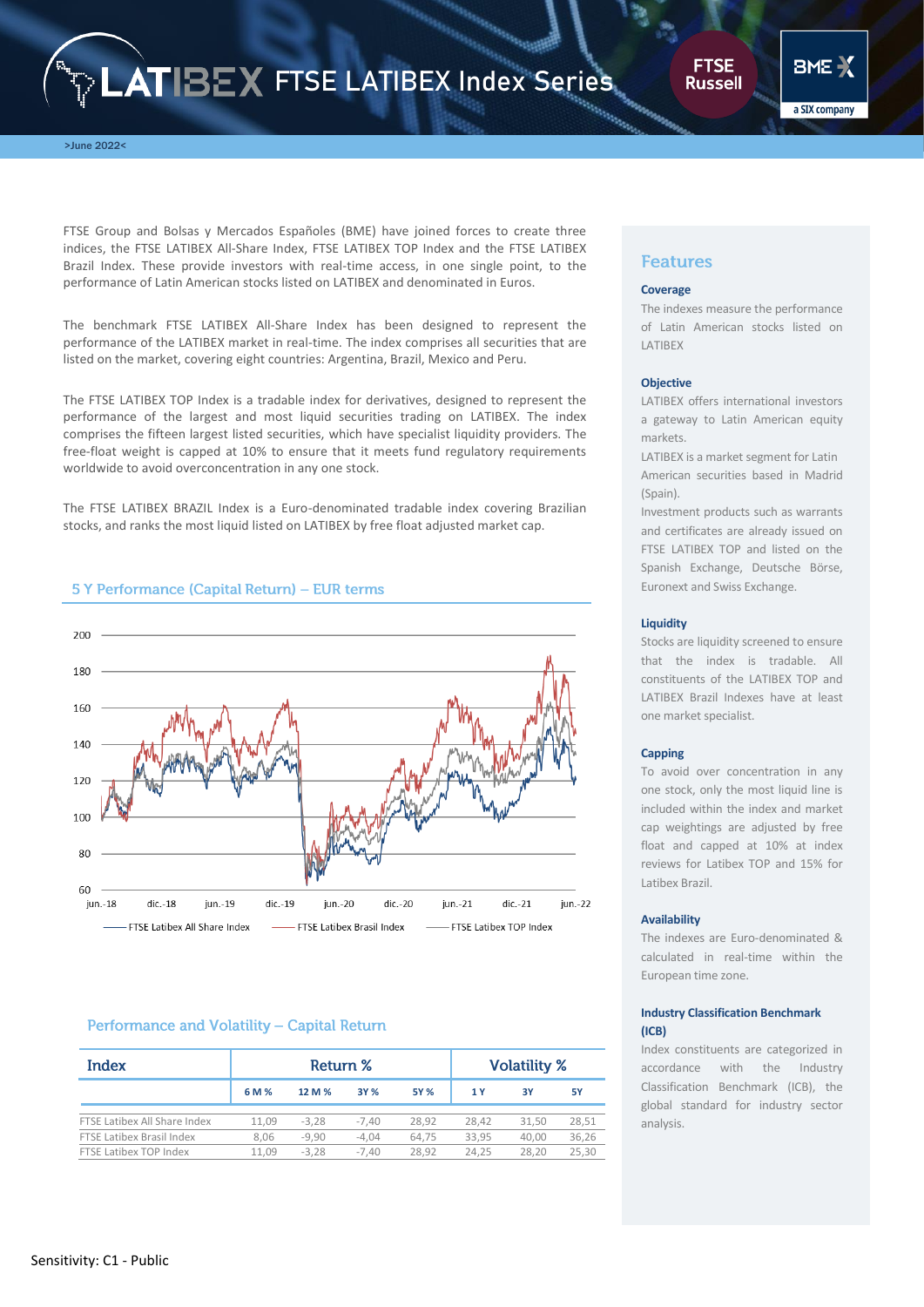# FTSE LATIBEX Index Series

>June 2022<

FTSE Group and Bolsas y Mercados Españoles (BME) have joined forces to create three indices, the FTSE LATIBEX All-Share Index, FTSE LATIBEX TOP Index and the FTSE LATIBEX Brazil Index. These provide investors with real-time access, in one single point, to the performance of Latin American stocks listed on LATIBEX and denominated in Euros.

The benchmark FTSE LATIBEX All-Share Index has been designed to represent the performance of the LATIBEX market in real-time. The index comprises all securities that are listed on the market, covering eight countries: Argentina, Brazil, Mexico and Peru.

The FTSE LATIBEX TOP Index is a tradable index for derivatives, designed to represent the performance of the largest and most liquid securities trading on LATIBEX. The index comprises the fifteen largest listed securities, which have specialist liquidity providers. The free-float weight is capped at 10% to ensure that it meets fund regulatory requirements worldwide to avoid overconcentration in any one stock.

The FTSE LATIBEX BRAZIL Index is a Euro-denominated tradable index covering Brazilian stocks, and ranks the most liquid listed on LATIBEX by free float adjusted market cap.

## 5 Y Performance (Capital Return) – EUR terms

(Chart: y-axis 60–200; x-axis jun.-18, dic.-18, jun.-19, dic.-19, jun.-20, dic.-20, jun.-21, dic.-21, jun.-22. Legend: FTSE Latibex All Share Index, FTSE Latibex Brasil Index, FTSE Latibex TOP Index)

## Performance and Volatility – Capital Return

| Index | Return % | | | | Volatility % | | |
|---|---|---|---|---|---|---|---|
| | 6 M % | 12 M % | 3Y % | 5Y % | 1 Y | 3Y | 5Y |
| FTSE Latibex All Share Index | 11,09 | -3,28 | -7,40 | 28,92 | 28,42 | 31,50 | 28,51 |
| FTSE Latibex Brasil Index | 8,06 | -9,90 | -4,04 | 64,75 | 33,95 | 40,00 | 36,26 |
| FTSE Latibex TOP Index | 11,09 | -3,28 | -7,40 | 28,92 | 24,25 | 28,20 | 25,30 |

## Features

### Coverage

The indexes measure the performance of Latin American stocks listed on LATIBEX

### Objective

LATIBEX offers international investors a gateway to Latin American equity markets.

LATIBEX is a market segment for Latin American securities based in Madrid (Spain).

Investment products such as warrants and certificates are already issued on FTSE LATIBEX TOP and listed on the Spanish Exchange, Deutsche Börse, Euronext and Swiss Exchange.

### Liquidity

Stocks are liquidity screened to ensure that the index is tradable. All constituents of the LATIBEX TOP and LATIBEX Brazil Indexes have at least one market specialist.

### Capping

To avoid over concentration in any one stock, only the most liquid line is included within the index and market cap weightings are adjusted by free float and capped at 10% at index reviews for Latibex TOP and 15% for Latibex Brazil.

### Availability

The indexes are Euro-denominated & calculated in real-time within the European time zone.

### Industry Classification Benchmark (ICB)

Index constituents are categorized in accordance with the Industry Classification Benchmark (ICB), the global standard for industry sector analysis.

Sensitivity: C1 - Public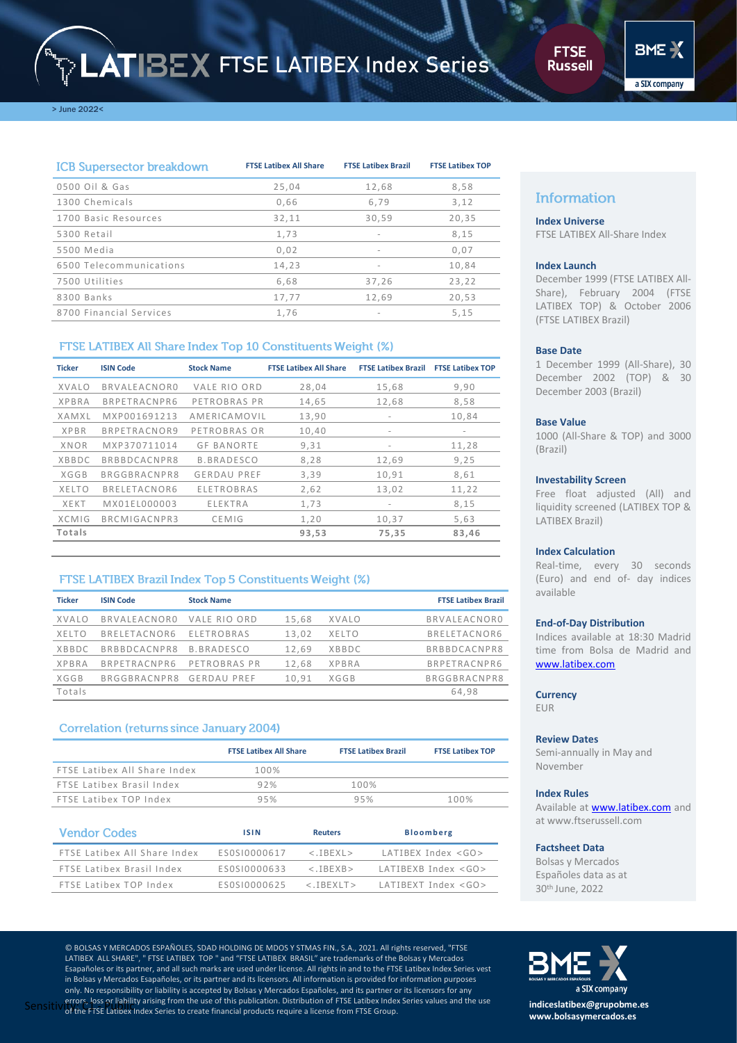# LATIBEX FTSE LATIBEX Index Series

> June 2022<

| ICB Supersector breakdown | FTSE Latibex All Share | FTSE Latibex Brazil | FTSE Latibex TOP |
|---|---|---|---|
| 0500 Oil & Gas | 25,04 | 12,68 | 8,58 |
| 1300 Chemicals | 0,66 | 6,79 | 3,12 |
| 1700 Basic Resources | 32,11 | 30,59 | 20,35 |
| 5300 Retail | 1,73 | - | 8,15 |
| 5500 Media | 0,02 | - | 0,07 |
| 6500 Telecommunications | 14,23 | - | 10,84 |
| 7500 Utilities | 6,68 | 37,26 | 23,22 |
| 8300 Banks | 17,77 | 12,69 | 20,53 |
| 8700 Financial Services | 1,76 | - | 5,15 |

## FTSE LATIBEX All Share Index Top 10 Constituents Weight (%)

| Ticker | ISIN Code | Stock Name | FTSE Latibex All Share | FTSE Latibex Brazil | FTSE Latibex TOP |
|---|---|---|---|---|---|
| XVALO | BRVALEACNOR0 | VALE RIO ORD | 28,04 | 15,68 | 9,90 |
| XPBRA | BRPETRACNPR6 | PETROBRAS PR | 14,65 | 12,68 | 8,58 |
| XAMXL | MXP001691213 | AMERICAMOVIL | 13,90 | - | 10,84 |
| XPBR | BRPETRACNOR9 | PETROBRAS OR | 10,40 | - | - |
| XNOR | MXP370711014 | GF BANORTE | 9,31 | - | 11,28 |
| XBBDC | BRBBDCACNPR8 | B.BRADESCO | 8,28 | 12,69 | 9,25 |
| XGGB | BRGGBRACNPR8 | GERDAU PREF | 3,39 | 10,91 | 8,61 |
| XELTO | BRELETACNOR6 | ELETROBRAS | 2,62 | 13,02 | 11,22 |
| XEKT | MX01EL000003 | ELEKTRA | 1,73 | - | 8,15 |
| XCMIG | BRCMIGACNPR3 | CEMIG | 1,20 | 10,37 | 5,63 |
| **Totals** | | | **93,53** | **75,35** | **83,46** |

## FTSE LATIBEX Brazil Index Top 5 Constituents Weight (%)

| Ticker | ISIN Code | Stock Name | | | FTSE Latibex Brazil |
|---|---|---|---|---|---|
| XVALO | BRVALEACNOR0 | VALE RIO ORD | 15,68 | XVALO | BRVALEACNOR0 |
| XELTO | BRELETACNOR6 | ELETROBRAS | 13,02 | XELTO | BRELETACNOR6 |
| XBBDC | BRBBDCACNPR8 | B.BRADESCO | 12,69 | XBBDC | BRBBDCACNPR8 |
| XPBRA | BRPETRACNPR6 | PETROBRAS PR | 12,68 | XPBRA | BRPETRACNPR6 |
| XGGB | BRGGBRACNPR8 | GERDAU PREF | 10,91 | XGGB | BRGGBRACNPR8 |
| Totals | | | | | 64,98 |

## Correlation (returns since January 2004)

| | FTSE Latibex All Share | FTSE Latibex Brazil | FTSE Latibex TOP |
|---|---|---|---|
| FTSE Latibex All Share Index | 100% | | |
| FTSE Latibex Brasil Index | 92% | 100% | |
| FTSE Latibex TOP Index | 95% | 95% | 100% |

## Vendor Codes

| Vendor Codes | ISIN | Reuters | Bloomberg |
|---|---|---|---|
| FTSE Latibex All Share Index | ES0SI0000617 | <.IBEXL> | LATIBEX Index <GO> |
| FTSE Latibex Brasil Index | ES0SI0000633 | <.IBEXB> | LATIBEXB Index <GO> |
| FTSE Latibex TOP Index | ES0SI0000625 | <.IBEXLT> | LATIBEXT Index <GO> |

## Information

**Index Universe**
FTSE LATIBEX All-Share Index

**Index Launch**
December 1999 (FTSE LATIBEX All-Share), February 2004 (FTSE LATIBEX TOP) & October 2006 (FTSE LATIBEX Brazil)

**Base Date**
1 December 1999 (All-Share), 30 December 2002 (TOP) & 30 December 2003 (Brazil)

**Base Value**
1000 (All-Share & TOP) and 3000 (Brazil)

**Investability Screen**
Free float adjusted (All) and liquidity screened (LATIBEX TOP & LATIBEX Brazil)

**Index Calculation**
Real-time, every 30 seconds (Euro) and end of- day indices available

**End-of-Day Distribution**
Indices available at 18:30 Madrid time from Bolsa de Madrid and www.latibex.com

**Currency**
EUR

**Review Dates**
Semi-annually in May and November

**Index Rules**
Available at www.latibex.com and at www.ftserussell.com

**Factsheet Data**
Bolsas y Mercados Españoles data as at 30th June, 2022

© BOLSAS Y MERCADOS ESPAÑOLES, SDAD HOLDING DE MDOS Y STMAS FIN., S.A., 2021. All rights reserved, "FTSE LATIBEX ALL SHARE", " FTSE LATIBEX TOP " and "FTSE LATIBEX BRASIL" are trademarks of the Bolsas y Mercados Esapañoles or its partner, and all such marks are used under license. All rights in and to the FTSE Latibex Index Series vest in Bolsas y Mercados Esapañoles, or its partner and its licensors. All information is provided for information purposes only. No responsibility or liability is accepted by Bolsas y Mercados Españoles, and its partner or its licensors for any errors, loss or liability arising from the use of this publication. Distribution of FTSE Latibex Index Series values and the use of the FTSE Latibex Index Series to create financial products require a license from FTSE Group.

indiceslatibex@grupobme.es
www.bolsasymercados.es